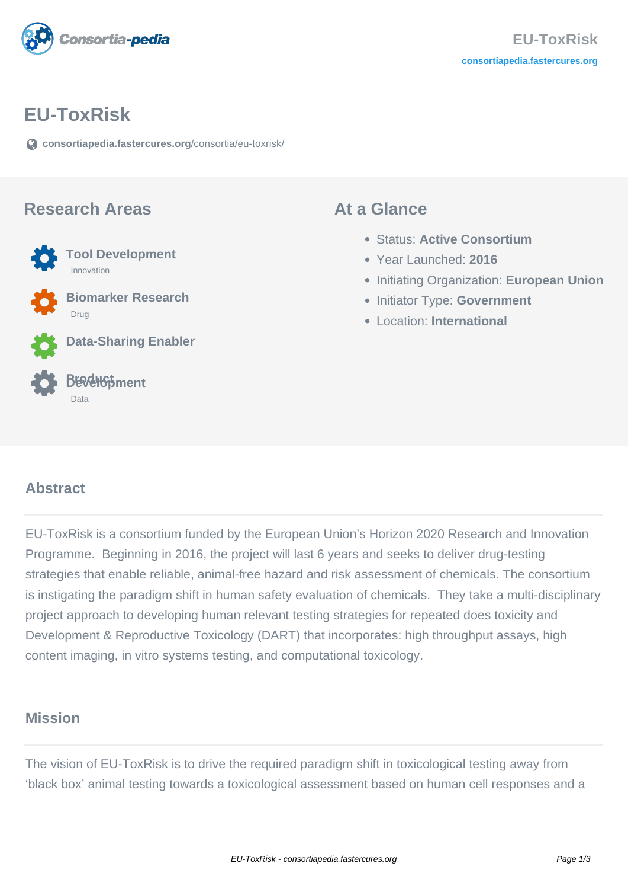# EU-ToxRisk

consortiapedia.fastercures.org/consortia/eu-toxrisk/

## Research Areas

- **Tool Development**
  Innovation
- **Biomarker Research**
  Drug
- **Data-Sharing Enabler**
- **Product Development**
  Data

## At a Glance

- Status: **Active Consortium**
- Year Launched: **2016**
- Initiating Organization: **European Union**
- Initiator Type: **Government**
- Location: **International**

## Abstract

EU-ToxRisk is a consortium funded by the European Union's Horizon 2020 Research and Innovation Programme. Beginning in 2016, the project will last 6 years and seeks to deliver drug-testing strategies that enable reliable, animal-free hazard and risk assessment of chemicals. The consortium is instigating the paradigm shift in human safety evaluation of chemicals. They take a multi-disciplinary project approach to developing human relevant testing strategies for repeated does toxicity and Development & Reproductive Toxicology (DART) that incorporates: high throughput assays, high content imaging, in vitro systems testing, and computational toxicology.

## Mission

The vision of EU-ToxRisk is to drive the required paradigm shift in toxicological testing away from 'black box' animal testing towards a toxicological assessment based on human cell responses and a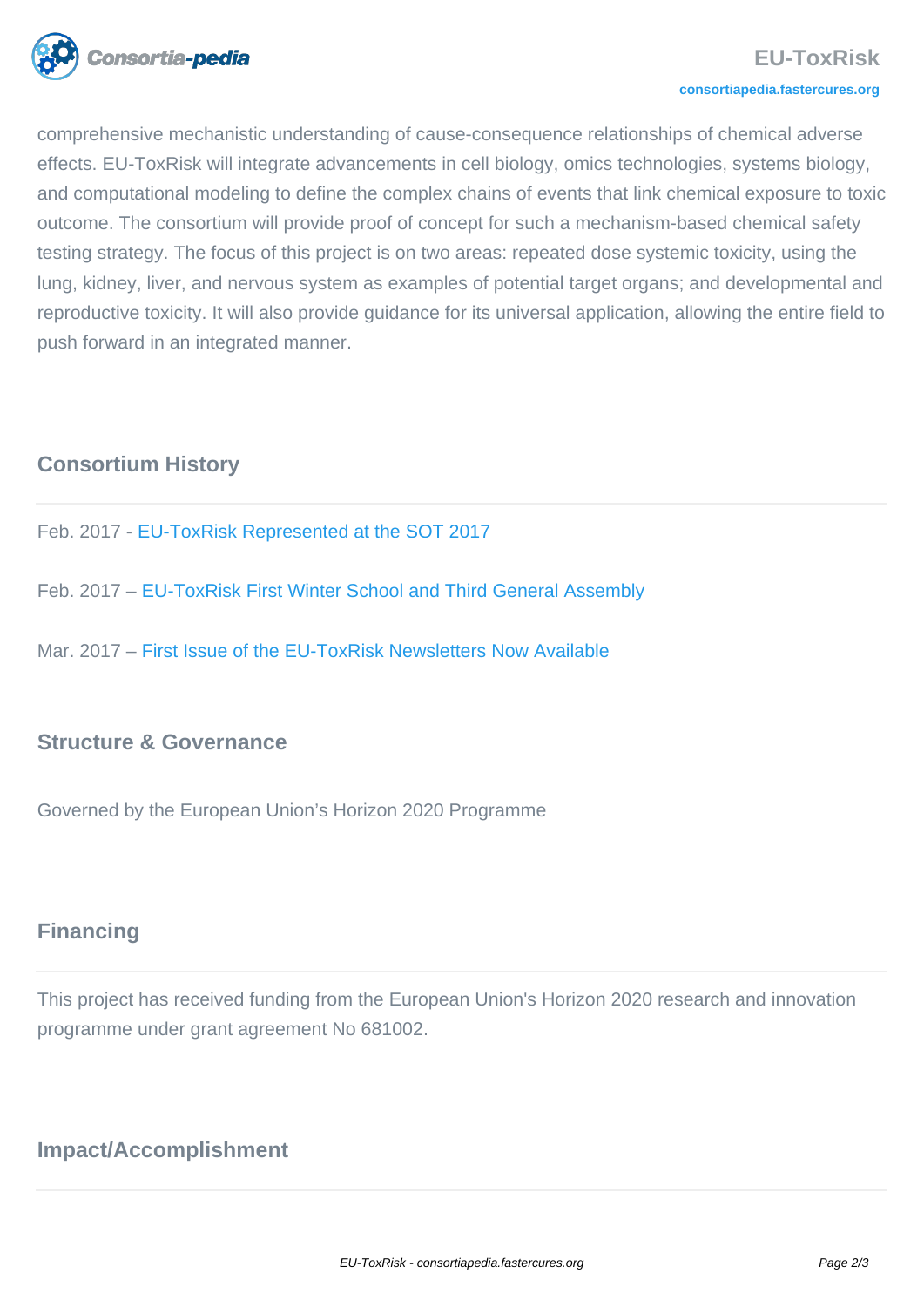comprehensive mechanistic understanding of cause-consequence relationships of chemical adverse effects. EU-ToxRisk will integrate advancements in cell biology, omics technologies, systems biology, and computational modeling to define the complex chains of events that link chemical exposure to toxic outcome. The consortium will provide proof of concept for such a mechanism-based chemical safety testing strategy. The focus of this project is on two areas: repeated dose systemic toxicity, using the lung, kidney, liver, and nervous system as examples of potential target organs; and developmental and reproductive toxicity. It will also provide guidance for its universal application, allowing the entire field to push forward in an integrated manner.

## Consortium History

Feb. 2017 - EU-ToxRisk Represented at the SOT 2017

Feb. 2017 – EU-ToxRisk First Winter School and Third General Assembly

Mar. 2017 – First Issue of the EU-ToxRisk Newsletters Now Available

## Structure & Governance

Governed by the European Union's Horizon 2020 Programme

## Financing

This project has received funding from the European Union's Horizon 2020 research and innovation programme under grant agreement No 681002.

## Impact/Accomplishment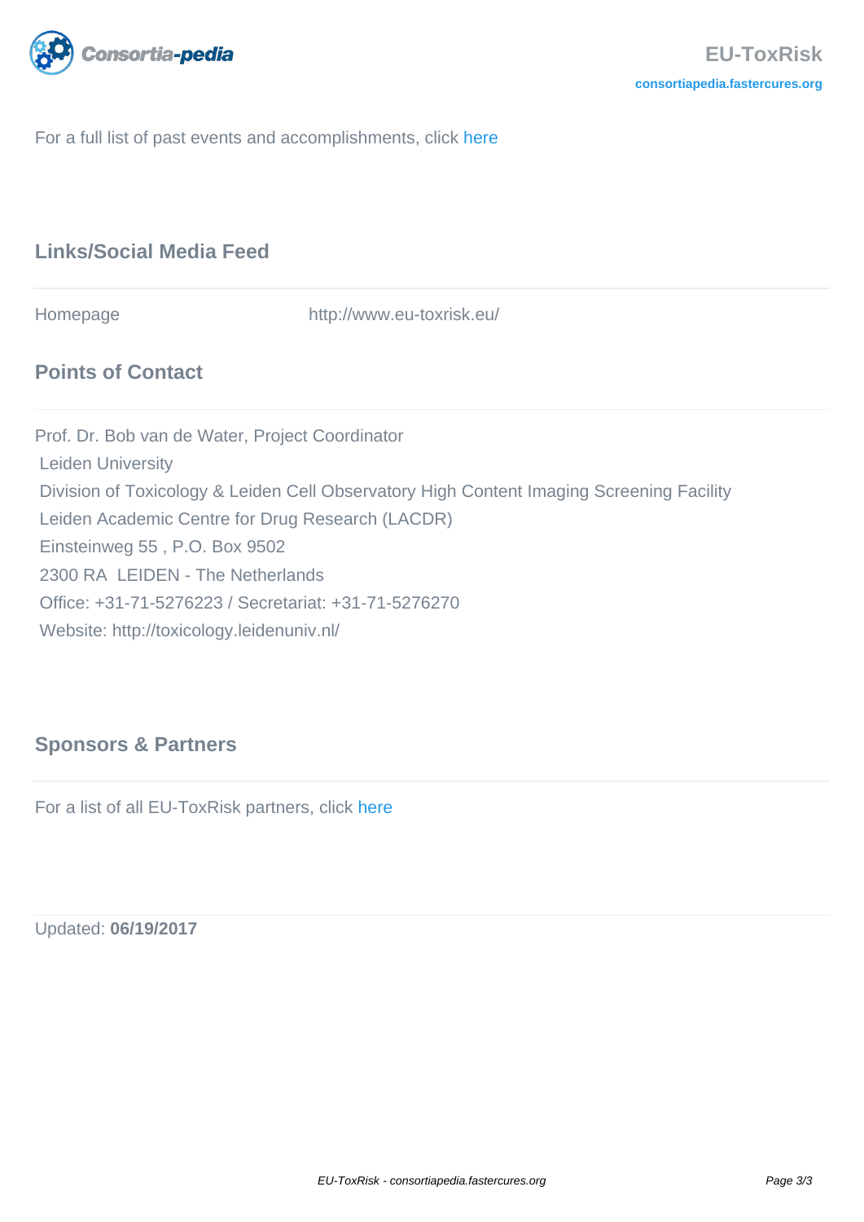For a full list of past events and accomplishments, click here

## Links/Social Media Feed

| | |
|---|---|
| Homepage | http://www.eu-toxrisk.eu/ |

## Points of Contact

Prof. Dr. Bob van de Water, Project Coordinator
Leiden University
Division of Toxicology & Leiden Cell Observatory High Content Imaging Screening Facility
Leiden Academic Centre for Drug Research (LACDR)
Einsteinweg 55 , P.O. Box 9502
2300 RA LEIDEN - The Netherlands
Office: +31-71-5276223 / Secretariat: +31-71-5276270
Website: http://toxicology.leidenuniv.nl/

## Sponsors & Partners

For a list of all EU-ToxRisk partners, click here

Updated: **06/19/2017**